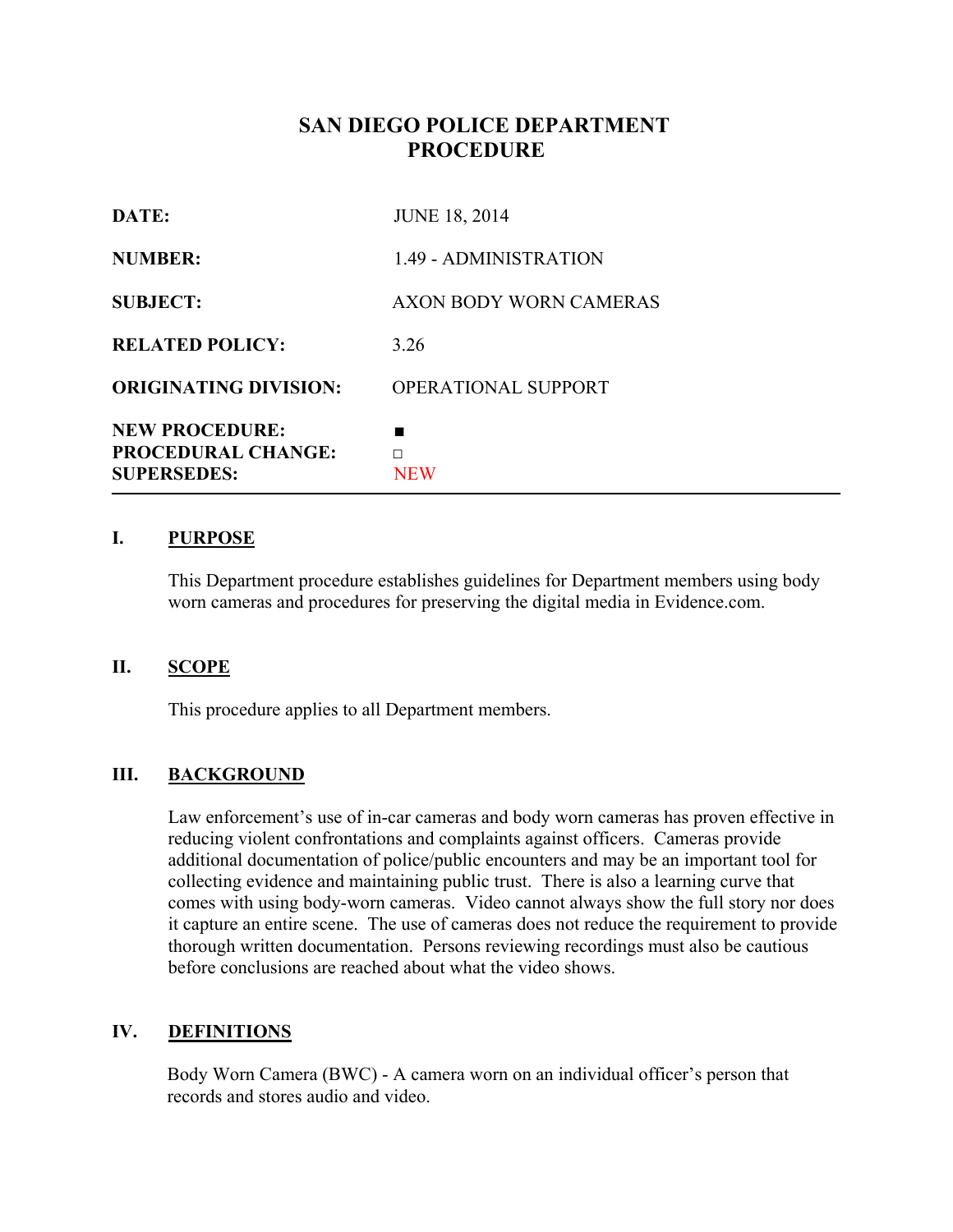# SAN DIEGO POLICE DEPARTMENT PROCEDURE

| | |
|---|---|
| **DATE:** | JUNE 18, 2014 |
| **NUMBER:** | 1.49 - ADMINISTRATION |
| **SUBJECT:** | AXON BODY WORN CAMERAS |
| **RELATED POLICY:** | 3.26 |
| **ORIGINATING DIVISION:** | OPERATIONAL SUPPORT |
| **NEW PROCEDURE:** | ■ |
| **PROCEDURAL CHANGE:** | □ |
| **SUPERSEDES:** | NEW |

## I. PURPOSE

This Department procedure establishes guidelines for Department members using body worn cameras and procedures for preserving the digital media in Evidence.com.

## II. SCOPE

This procedure applies to all Department members.

## III. BACKGROUND

Law enforcement's use of in-car cameras and body worn cameras has proven effective in reducing violent confrontations and complaints against officers. Cameras provide additional documentation of police/public encounters and may be an important tool for collecting evidence and maintaining public trust. There is also a learning curve that comes with using body-worn cameras. Video cannot always show the full story nor does it capture an entire scene. The use of cameras does not reduce the requirement to provide thorough written documentation. Persons reviewing recordings must also be cautious before conclusions are reached about what the video shows.

## IV. DEFINITIONS

Body Worn Camera (BWC) - A camera worn on an individual officer's person that records and stores audio and video.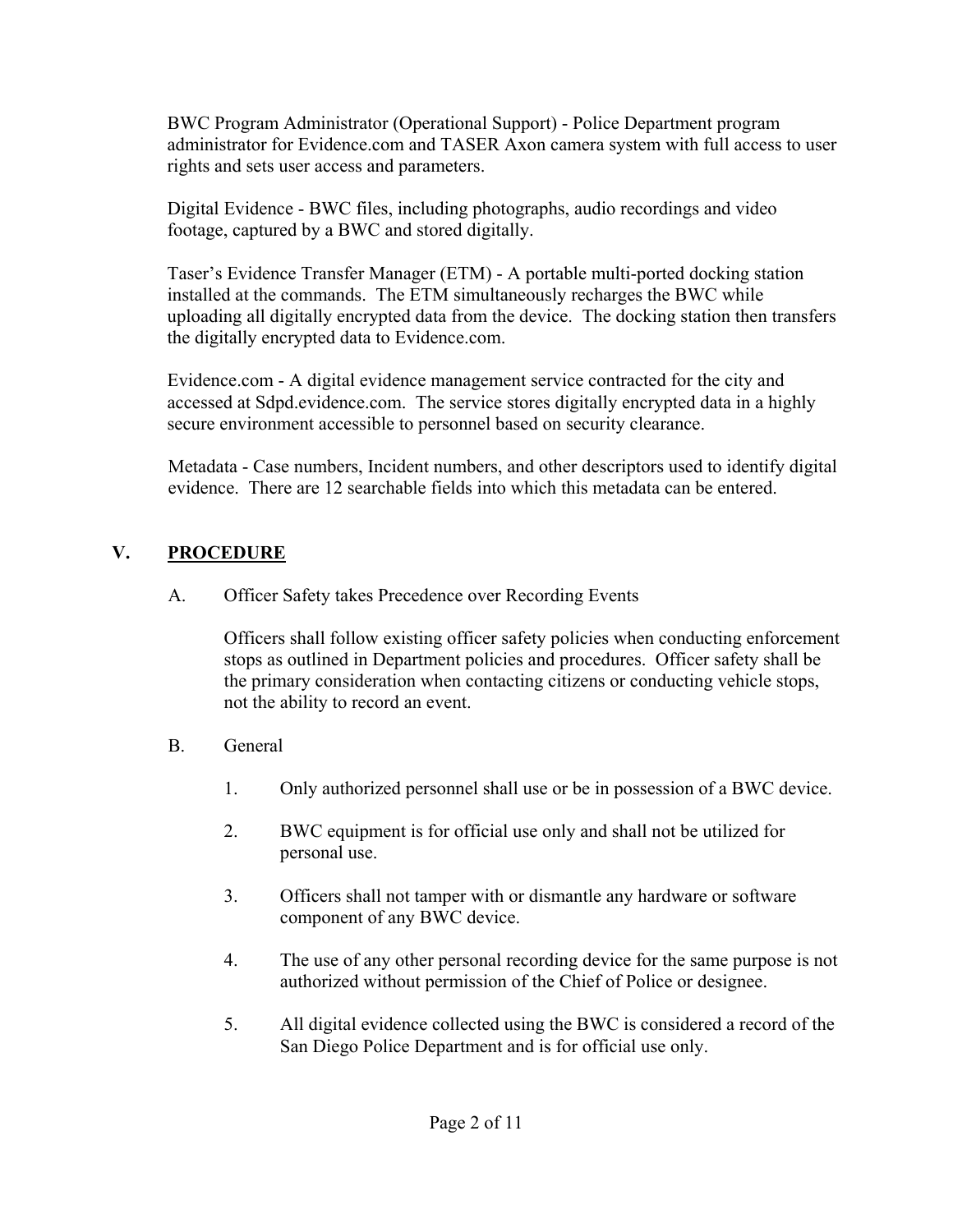BWC Program Administrator (Operational Support) - Police Department program administrator for Evidence.com and TASER Axon camera system with full access to user rights and sets user access and parameters.

Digital Evidence - BWC files, including photographs, audio recordings and video footage, captured by a BWC and stored digitally.

Taser's Evidence Transfer Manager (ETM) - A portable multi-ported docking station installed at the commands. The ETM simultaneously recharges the BWC while uploading all digitally encrypted data from the device. The docking station then transfers the digitally encrypted data to Evidence.com.

Evidence.com - A digital evidence management service contracted for the city and accessed at Sdpd.evidence.com. The service stores digitally encrypted data in a highly secure environment accessible to personnel based on security clearance.

Metadata - Case numbers, Incident numbers, and other descriptors used to identify digital evidence. There are 12 searchable fields into which this metadata can be entered.

## V. PROCEDURE

A. Officer Safety takes Precedence over Recording Events

Officers shall follow existing officer safety policies when conducting enforcement stops as outlined in Department policies and procedures. Officer safety shall be the primary consideration when contacting citizens or conducting vehicle stops, not the ability to record an event.

B. General

1. Only authorized personnel shall use or be in possession of a BWC device.

2. BWC equipment is for official use only and shall not be utilized for personal use.

3. Officers shall not tamper with or dismantle any hardware or software component of any BWC device.

4. The use of any other personal recording device for the same purpose is not authorized without permission of the Chief of Police or designee.

5. All digital evidence collected using the BWC is considered a record of the San Diego Police Department and is for official use only.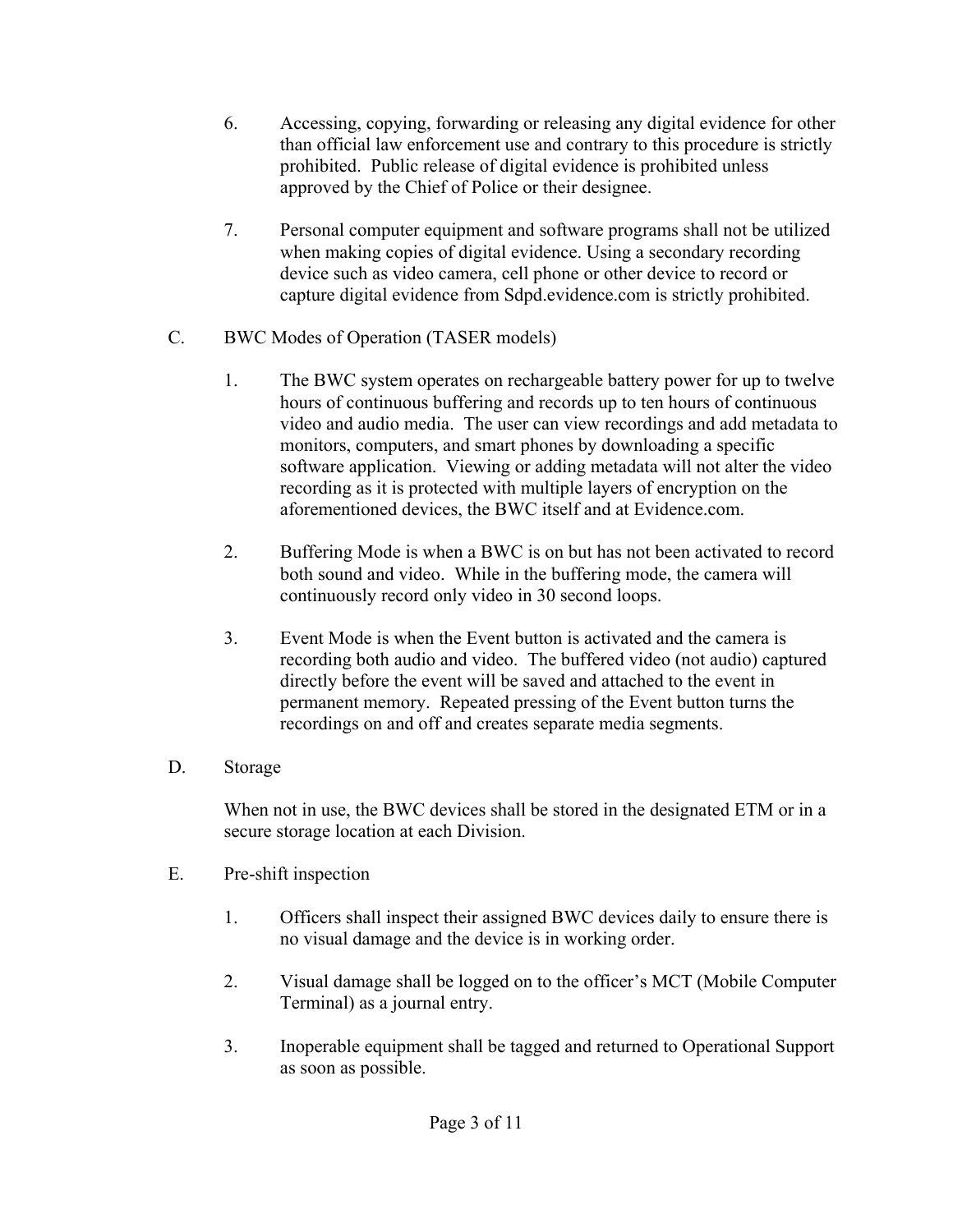6. Accessing, copying, forwarding or releasing any digital evidence for other than official law enforcement use and contrary to this procedure is strictly prohibited. Public release of digital evidence is prohibited unless approved by the Chief of Police or their designee.

7. Personal computer equipment and software programs shall not be utilized when making copies of digital evidence. Using a secondary recording device such as video camera, cell phone or other device to record or capture digital evidence from Sdpd.evidence.com is strictly prohibited.

C. BWC Modes of Operation (TASER models)

   1. The BWC system operates on rechargeable battery power for up to twelve hours of continuous buffering and records up to ten hours of continuous video and audio media. The user can view recordings and add metadata to monitors, computers, and smart phones by downloading a specific software application. Viewing or adding metadata will not alter the video recording as it is protected with multiple layers of encryption on the aforementioned devices, the BWC itself and at Evidence.com.

   2. Buffering Mode is when a BWC is on but has not been activated to record both sound and video. While in the buffering mode, the camera will continuously record only video in 30 second loops.

   3. Event Mode is when the Event button is activated and the camera is recording both audio and video. The buffered video (not audio) captured directly before the event will be saved and attached to the event in permanent memory. Repeated pressing of the Event button turns the recordings on and off and creates separate media segments.

D. Storage

   When not in use, the BWC devices shall be stored in the designated ETM or in a secure storage location at each Division.

E. Pre-shift inspection

   1. Officers shall inspect their assigned BWC devices daily to ensure there is no visual damage and the device is in working order.

   2. Visual damage shall be logged on to the officer's MCT (Mobile Computer Terminal) as a journal entry.

   3. Inoperable equipment shall be tagged and returned to Operational Support as soon as possible.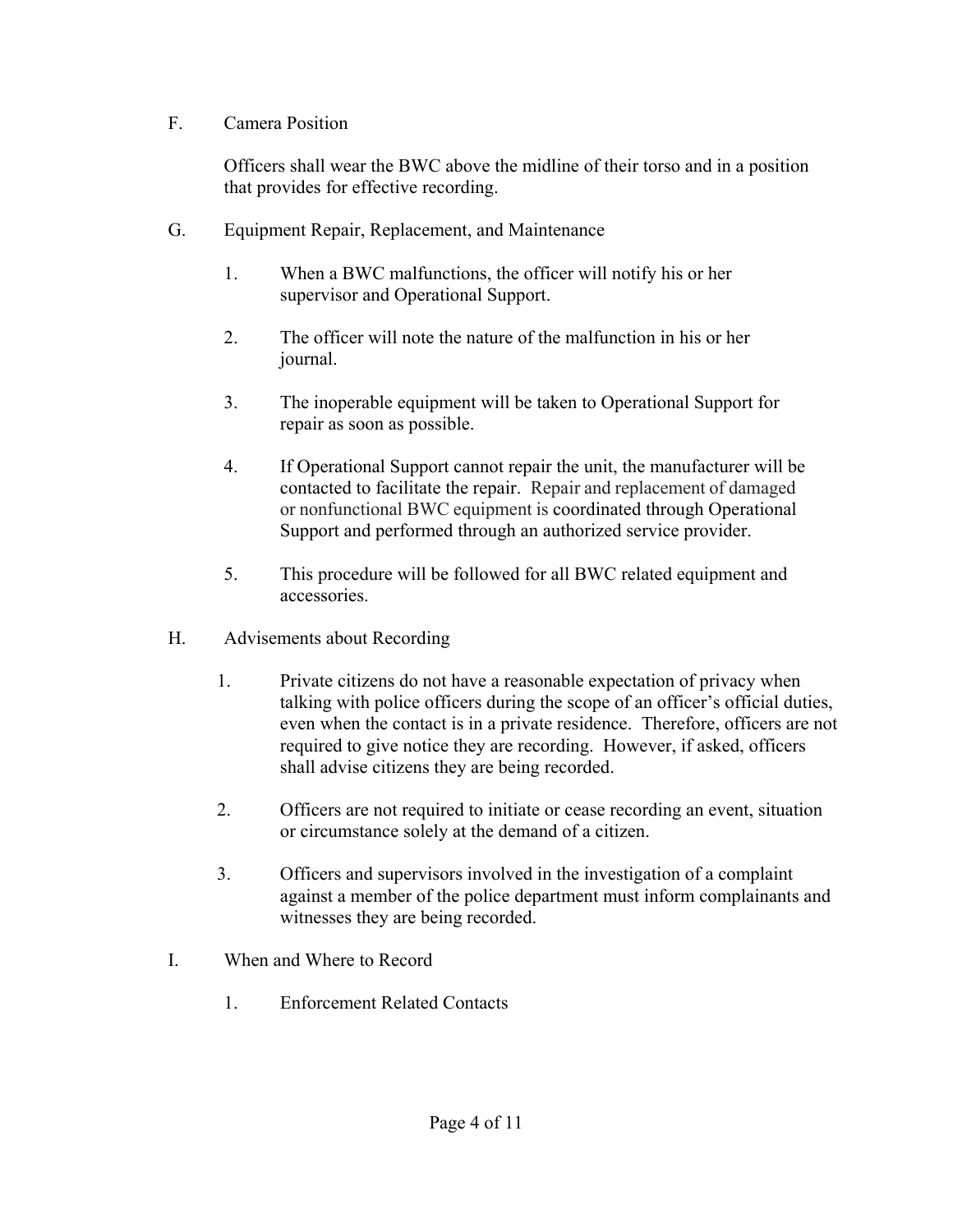F. Camera Position

Officers shall wear the BWC above the midline of their torso and in a position that provides for effective recording.

G. Equipment Repair, Replacement, and Maintenance

1. When a BWC malfunctions, the officer will notify his or her supervisor and Operational Support.

2. The officer will note the nature of the malfunction in his or her journal.

3. The inoperable equipment will be taken to Operational Support for repair as soon as possible.

4. If Operational Support cannot repair the unit, the manufacturer will be contacted to facilitate the repair. Repair and replacement of damaged or nonfunctional BWC equipment is coordinated through Operational Support and performed through an authorized service provider.

5. This procedure will be followed for all BWC related equipment and accessories.

H. Advisements about Recording

1. Private citizens do not have a reasonable expectation of privacy when talking with police officers during the scope of an officer's official duties, even when the contact is in a private residence. Therefore, officers are not required to give notice they are recording. However, if asked, officers shall advise citizens they are being recorded.

2. Officers are not required to initiate or cease recording an event, situation or circumstance solely at the demand of a citizen.

3. Officers and supervisors involved in the investigation of a complaint against a member of the police department must inform complainants and witnesses they are being recorded.

I. When and Where to Record

1. Enforcement Related Contacts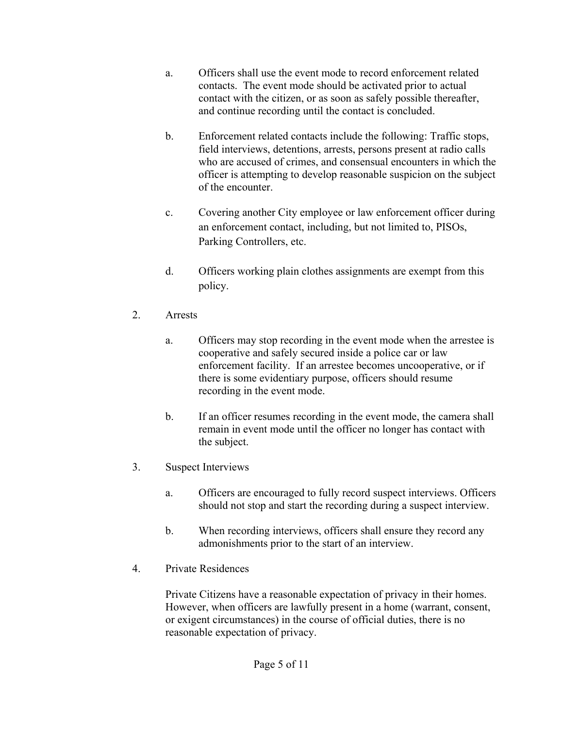a. Officers shall use the event mode to record enforcement related contacts. The event mode should be activated prior to actual contact with the citizen, or as soon as safely possible thereafter, and continue recording until the contact is concluded.

b. Enforcement related contacts include the following: Traffic stops, field interviews, detentions, arrests, persons present at radio calls who are accused of crimes, and consensual encounters in which the officer is attempting to develop reasonable suspicion on the subject of the encounter.

c. Covering another City employee or law enforcement officer during an enforcement contact, including, but not limited to, PISOs, Parking Controllers, etc.

d. Officers working plain clothes assignments are exempt from this policy.

2. Arrests

   a. Officers may stop recording in the event mode when the arrestee is cooperative and safely secured inside a police car or law enforcement facility. If an arrestee becomes uncooperative, or if there is some evidentiary purpose, officers should resume recording in the event mode.

   b. If an officer resumes recording in the event mode, the camera shall remain in event mode until the officer no longer has contact with the subject.

3. Suspect Interviews

   a. Officers are encouraged to fully record suspect interviews. Officers should not stop and start the recording during a suspect interview.

   b. When recording interviews, officers shall ensure they record any admonishments prior to the start of an interview.

4. Private Residences

   Private Citizens have a reasonable expectation of privacy in their homes. However, when officers are lawfully present in a home (warrant, consent, or exigent circumstances) in the course of official duties, there is no reasonable expectation of privacy.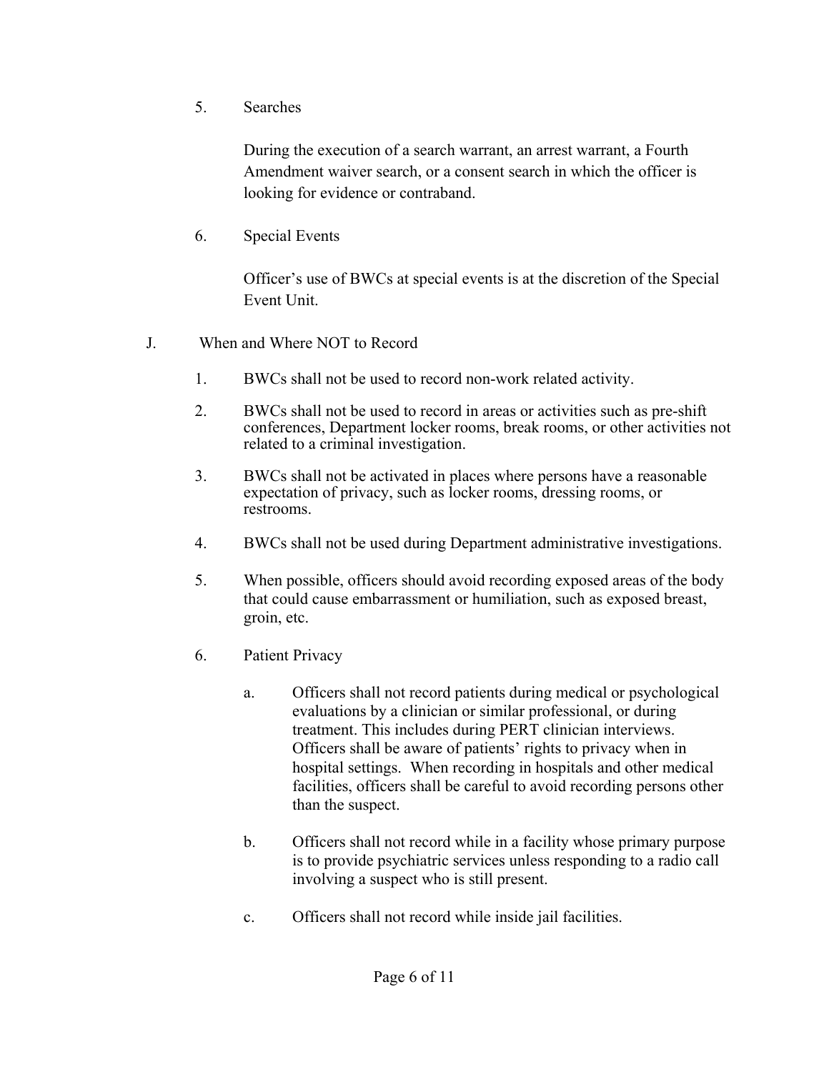5. Searches

   During the execution of a search warrant, an arrest warrant, a Fourth Amendment waiver search, or a consent search in which the officer is looking for evidence or contraband.

6. Special Events

   Officer's use of BWCs at special events is at the discretion of the Special Event Unit.

J. When and Where NOT to Record

1. BWCs shall not be used to record non-work related activity.

2. BWCs shall not be used to record in areas or activities such as pre-shift conferences, Department locker rooms, break rooms, or other activities not related to a criminal investigation.

3. BWCs shall not be activated in places where persons have a reasonable expectation of privacy, such as locker rooms, dressing rooms, or restrooms.

4. BWCs shall not be used during Department administrative investigations.

5. When possible, officers should avoid recording exposed areas of the body that could cause embarrassment or humiliation, such as exposed breast, groin, etc.

6. Patient Privacy

   a. Officers shall not record patients during medical or psychological evaluations by a clinician or similar professional, or during treatment. This includes during PERT clinician interviews. Officers shall be aware of patients' rights to privacy when in hospital settings. When recording in hospitals and other medical facilities, officers shall be careful to avoid recording persons other than the suspect.

   b. Officers shall not record while in a facility whose primary purpose is to provide psychiatric services unless responding to a radio call involving a suspect who is still present.

   c. Officers shall not record while inside jail facilities.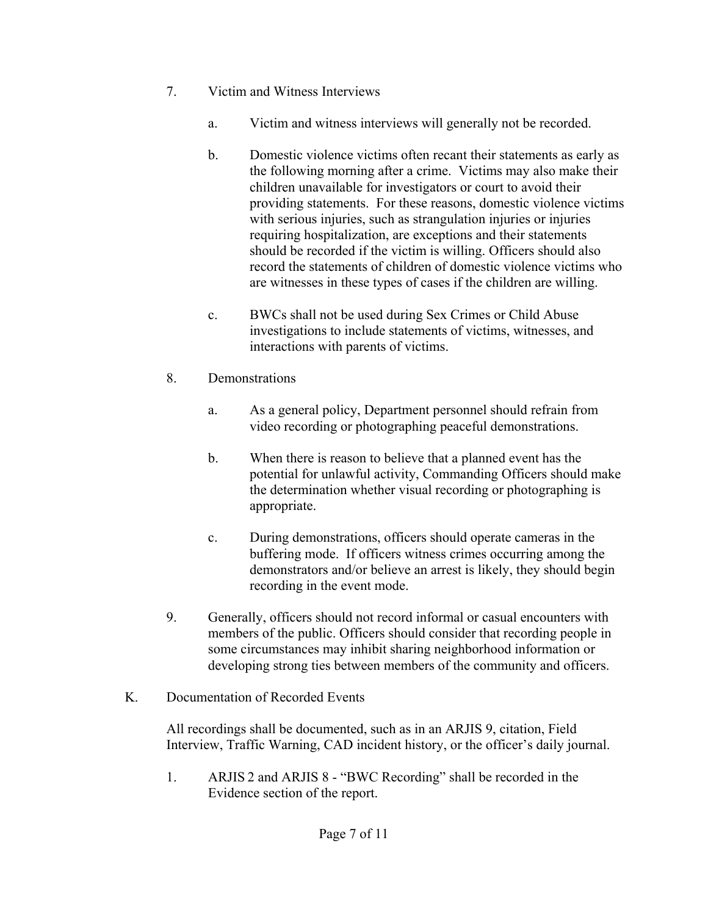7. Victim and Witness Interviews

    a. Victim and witness interviews will generally not be recorded.

    b. Domestic violence victims often recant their statements as early as the following morning after a crime. Victims may also make their children unavailable for investigators or court to avoid their providing statements. For these reasons, domestic violence victims with serious injuries, such as strangulation injuries or injuries requiring hospitalization, are exceptions and their statements should be recorded if the victim is willing. Officers should also record the statements of children of domestic violence victims who are witnesses in these types of cases if the children are willing.

    c. BWCs shall not be used during Sex Crimes or Child Abuse investigations to include statements of victims, witnesses, and interactions with parents of victims.

8. Demonstrations

    a. As a general policy, Department personnel should refrain from video recording or photographing peaceful demonstrations.

    b. When there is reason to believe that a planned event has the potential for unlawful activity, Commanding Officers should make the determination whether visual recording or photographing is appropriate.

    c. During demonstrations, officers should operate cameras in the buffering mode. If officers witness crimes occurring among the demonstrators and/or believe an arrest is likely, they should begin recording in the event mode.

9. Generally, officers should not record informal or casual encounters with members of the public. Officers should consider that recording people in some circumstances may inhibit sharing neighborhood information or developing strong ties between members of the community and officers.

K. Documentation of Recorded Events

All recordings shall be documented, such as in an ARJIS 9, citation, Field Interview, Traffic Warning, CAD incident history, or the officer's daily journal.

1. ARJIS 2 and ARJIS 8 - "BWC Recording" shall be recorded in the Evidence section of the report.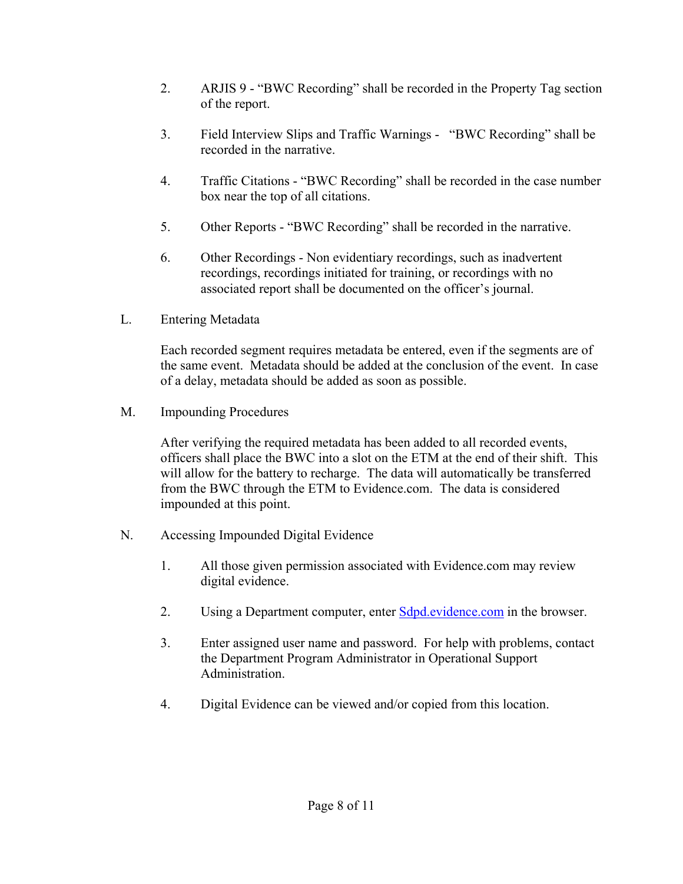2. ARJIS 9 - "BWC Recording" shall be recorded in the Property Tag section of the report.

3. Field Interview Slips and Traffic Warnings - "BWC Recording" shall be recorded in the narrative.

4. Traffic Citations - "BWC Recording" shall be recorded in the case number box near the top of all citations.

5. Other Reports - "BWC Recording" shall be recorded in the narrative.

6. Other Recordings - Non evidentiary recordings, such as inadvertent recordings, recordings initiated for training, or recordings with no associated report shall be documented on the officer's journal.

L. Entering Metadata

Each recorded segment requires metadata be entered, even if the segments are of the same event. Metadata should be added at the conclusion of the event. In case of a delay, metadata should be added as soon as possible.

M. Impounding Procedures

After verifying the required metadata has been added to all recorded events, officers shall place the BWC into a slot on the ETM at the end of their shift. This will allow for the battery to recharge. The data will automatically be transferred from the BWC through the ETM to Evidence.com. The data is considered impounded at this point.

N. Accessing Impounded Digital Evidence

1. All those given permission associated with Evidence.com may review digital evidence.

2. Using a Department computer, enter [Sdpd.evidence.com](http://Sdpd.evidence.com) in the browser.

3. Enter assigned user name and password. For help with problems, contact the Department Program Administrator in Operational Support Administration.

4. Digital Evidence can be viewed and/or copied from this location.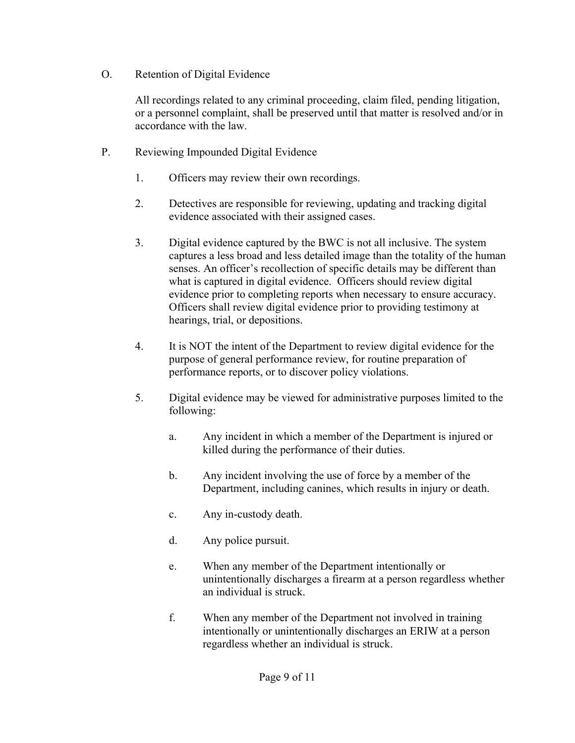O. Retention of Digital Evidence

All recordings related to any criminal proceeding, claim filed, pending litigation, or a personnel complaint, shall be preserved until that matter is resolved and/or in accordance with the law.

P. Reviewing Impounded Digital Evidence

1. Officers may review their own recordings.

2. Detectives are responsible for reviewing, updating and tracking digital evidence associated with their assigned cases.

3. Digital evidence captured by the BWC is not all inclusive. The system captures a less broad and less detailed image than the totality of the human senses. An officer's recollection of specific details may be different than what is captured in digital evidence. Officers should review digital evidence prior to completing reports when necessary to ensure accuracy. Officers shall review digital evidence prior to providing testimony at hearings, trial, or depositions.

4. It is NOT the intent of the Department to review digital evidence for the purpose of general performance review, for routine preparation of performance reports, or to discover policy violations.

5. Digital evidence may be viewed for administrative purposes limited to the following:

   a. Any incident in which a member of the Department is injured or killed during the performance of their duties.

   b. Any incident involving the use of force by a member of the Department, including canines, which results in injury or death.

   c. Any in-custody death.

   d. Any police pursuit.

   e. When any member of the Department intentionally or unintentionally discharges a firearm at a person regardless whether an individual is struck.

   f. When any member of the Department not involved in training intentionally or unintentionally discharges an ERIW at a person regardless whether an individual is struck.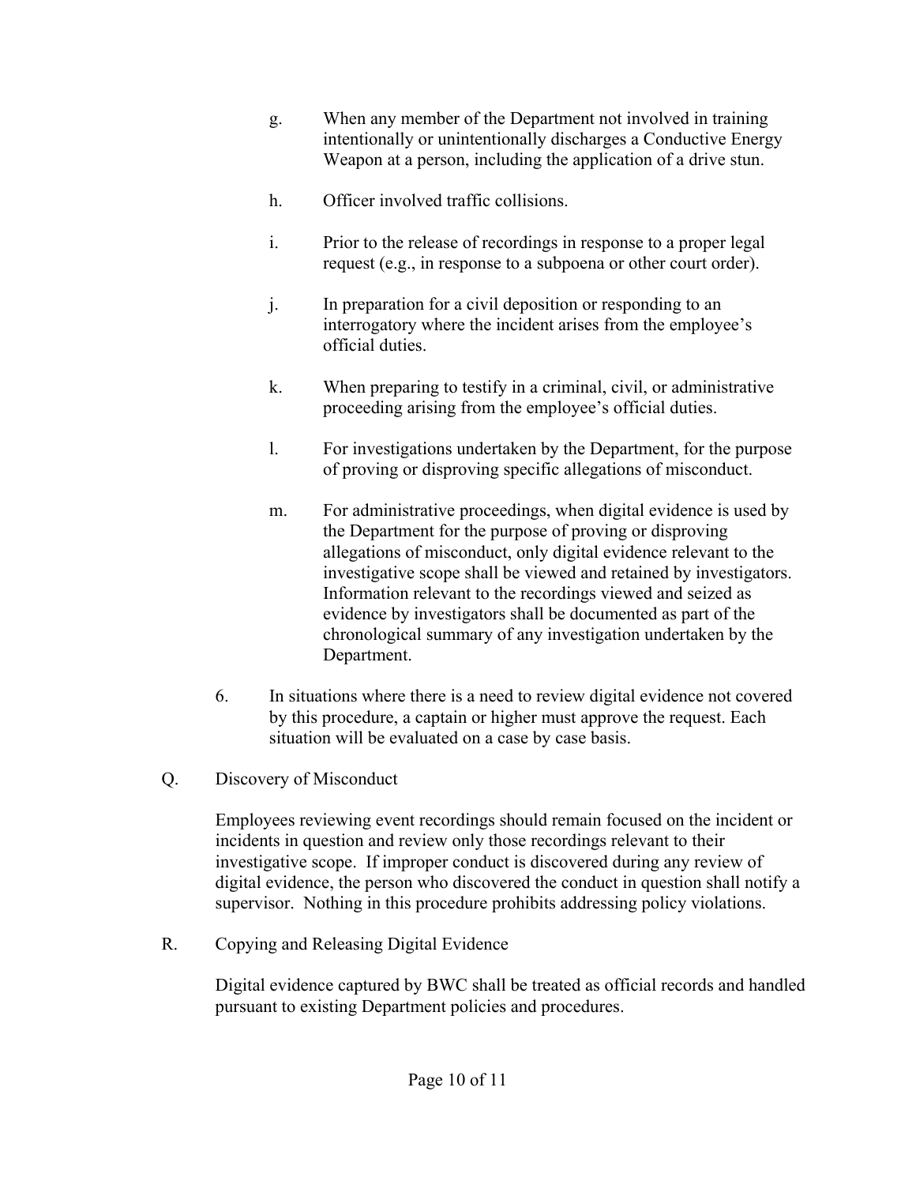g. When any member of the Department not involved in training intentionally or unintentionally discharges a Conductive Energy Weapon at a person, including the application of a drive stun.

h. Officer involved traffic collisions.

i. Prior to the release of recordings in response to a proper legal request (e.g., in response to a subpoena or other court order).

j. In preparation for a civil deposition or responding to an interrogatory where the incident arises from the employee's official duties.

k. When preparing to testify in a criminal, civil, or administrative proceeding arising from the employee's official duties.

l. For investigations undertaken by the Department, for the purpose of proving or disproving specific allegations of misconduct.

m. For administrative proceedings, when digital evidence is used by the Department for the purpose of proving or disproving allegations of misconduct, only digital evidence relevant to the investigative scope shall be viewed and retained by investigators. Information relevant to the recordings viewed and seized as evidence by investigators shall be documented as part of the chronological summary of any investigation undertaken by the Department.

6. In situations where there is a need to review digital evidence not covered by this procedure, a captain or higher must approve the request. Each situation will be evaluated on a case by case basis.

Q. Discovery of Misconduct

Employees reviewing event recordings should remain focused on the incident or incidents in question and review only those recordings relevant to their investigative scope. If improper conduct is discovered during any review of digital evidence, the person who discovered the conduct in question shall notify a supervisor. Nothing in this procedure prohibits addressing policy violations.

R. Copying and Releasing Digital Evidence

Digital evidence captured by BWC shall be treated as official records and handled pursuant to existing Department policies and procedures.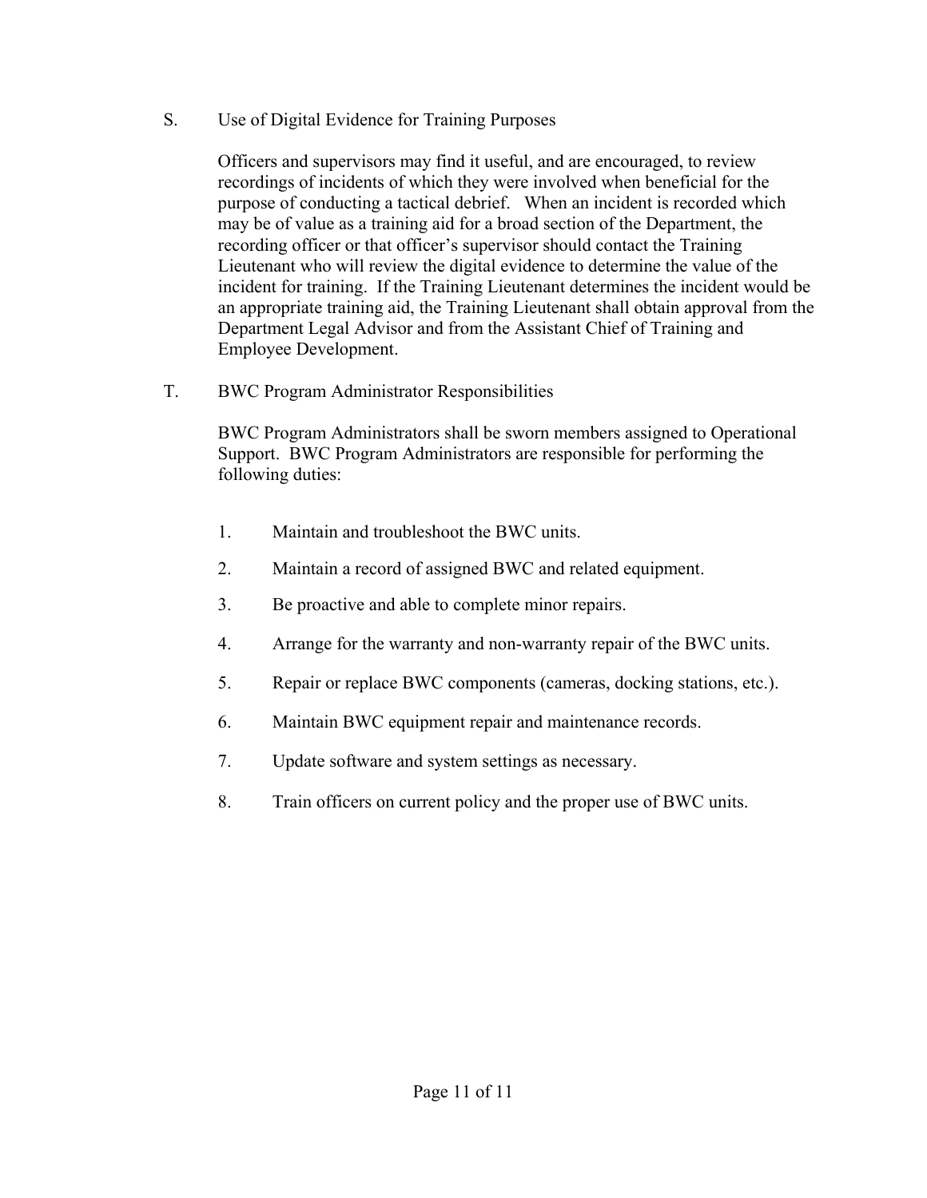S. Use of Digital Evidence for Training Purposes

Officers and supervisors may find it useful, and are encouraged, to review recordings of incidents of which they were involved when beneficial for the purpose of conducting a tactical debrief. When an incident is recorded which may be of value as a training aid for a broad section of the Department, the recording officer or that officer's supervisor should contact the Training Lieutenant who will review the digital evidence to determine the value of the incident for training. If the Training Lieutenant determines the incident would be an appropriate training aid, the Training Lieutenant shall obtain approval from the Department Legal Advisor and from the Assistant Chief of Training and Employee Development.

T. BWC Program Administrator Responsibilities

BWC Program Administrators shall be sworn members assigned to Operational Support. BWC Program Administrators are responsible for performing the following duties:

1. Maintain and troubleshoot the BWC units.
2. Maintain a record of assigned BWC and related equipment.
3. Be proactive and able to complete minor repairs.
4. Arrange for the warranty and non-warranty repair of the BWC units.
5. Repair or replace BWC components (cameras, docking stations, etc.).
6. Maintain BWC equipment repair and maintenance records.
7. Update software and system settings as necessary.
8. Train officers on current policy and the proper use of BWC units.